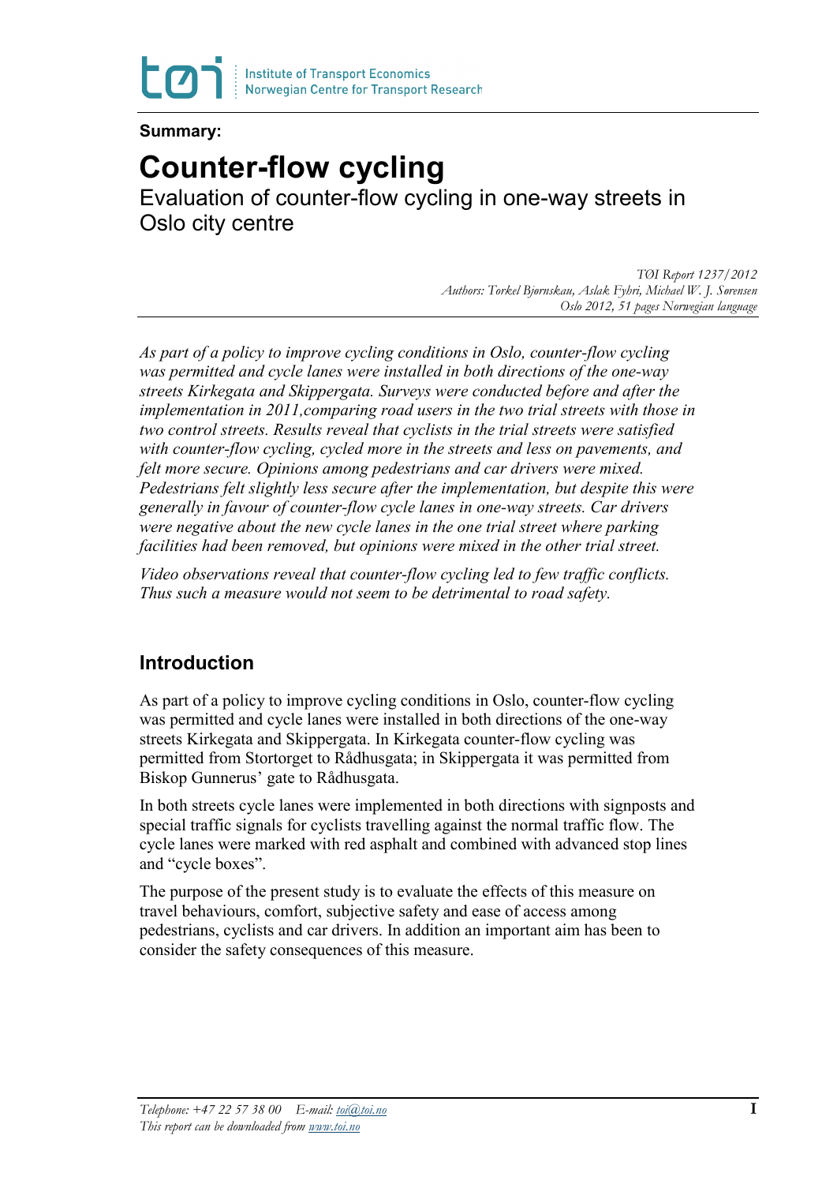**Summary:**

# Counter-flow cycling

## Evaluation of counter-flow cycling in one-way streets in Oslo city centre

*TØI Report 1237/2012*
*Authors: Torkel Bjørnskau, Aslak Fyhri, Michael W. J. Sørensen*
*Oslo 2012, 51 pages Norwegian language*

*As part of a policy to improve cycling conditions in Oslo, counter-flow cycling was permitted and cycle lanes were installed in both directions of the one-way streets Kirkegata and Skippergata. Surveys were conducted before and after the implementation in 2011,comparing road users in the two trial streets with those in two control streets. Results reveal that cyclists in the trial streets were satisfied with counter-flow cycling, cycled more in the streets and less on pavements, and felt more secure. Opinions among pedestrians and car drivers were mixed. Pedestrians felt slightly less secure after the implementation, but despite this were generally in favour of counter-flow cycle lanes in one-way streets. Car drivers were negative about the new cycle lanes in the one trial street where parking facilities had been removed, but opinions were mixed in the other trial street.*

*Video observations reveal that counter-flow cycling led to few traffic conflicts. Thus such a measure would not seem to be detrimental to road safety.*

### Introduction

As part of a policy to improve cycling conditions in Oslo, counter-flow cycling was permitted and cycle lanes were installed in both directions of the one-way streets Kirkegata and Skippergata. In Kirkegata counter-flow cycling was permitted from Stortorget to Rådhusgata; in Skippergata it was permitted from Biskop Gunnerus' gate to Rådhusgata.

In both streets cycle lanes were implemented in both directions with signposts and special traffic signals for cyclists travelling against the normal traffic flow. The cycle lanes were marked with red asphalt and combined with advanced stop lines and "cycle boxes".

The purpose of the present study is to evaluate the effects of this measure on travel behaviours, comfort, subjective safety and ease of access among pedestrians, cyclists and car drivers. In addition an important aim has been to consider the safety consequences of this measure.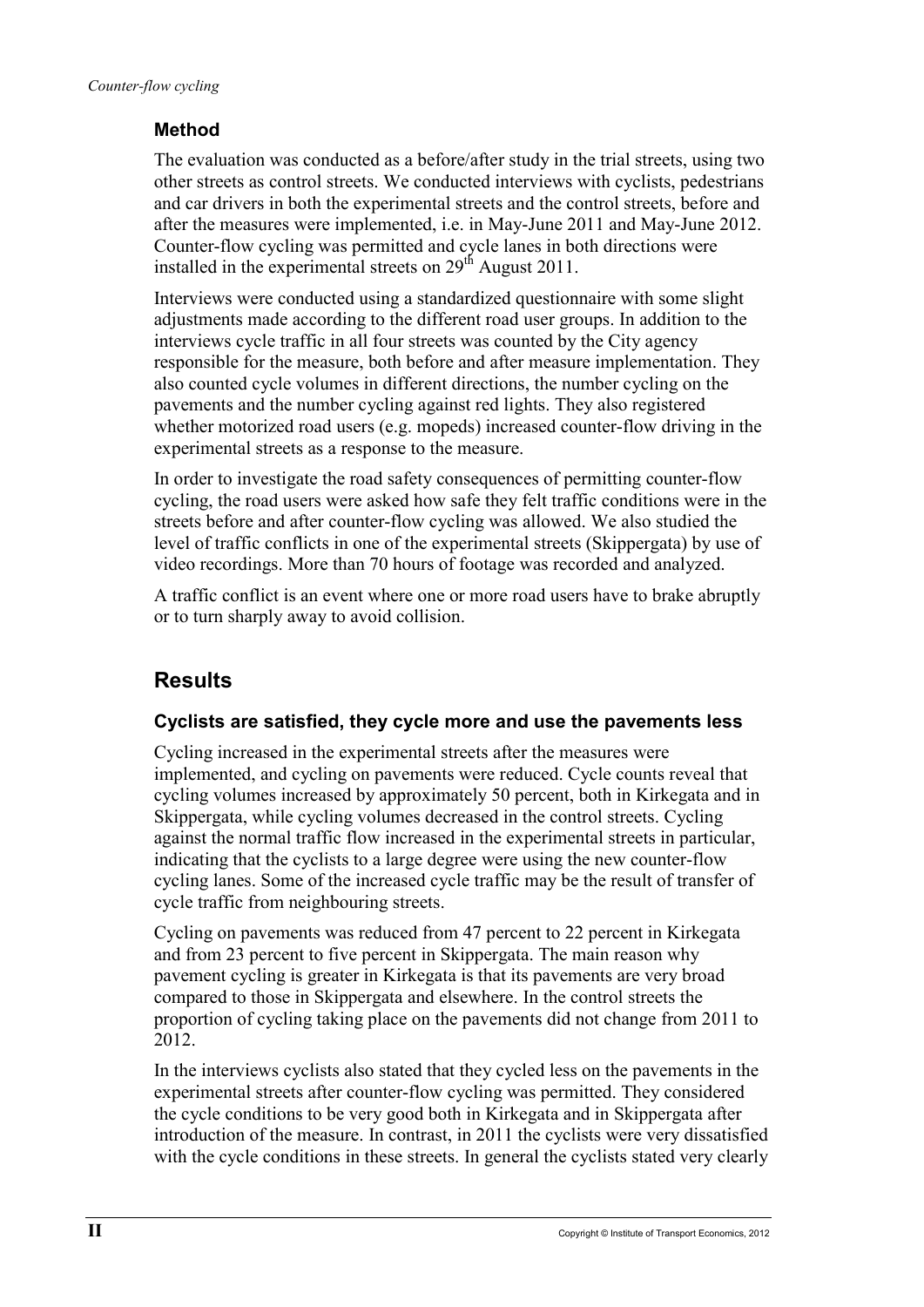### Method

The evaluation was conducted as a before/after study in the trial streets, using two other streets as control streets. We conducted interviews with cyclists, pedestrians and car drivers in both the experimental streets and the control streets, before and after the measures were implemented, i.e. in May-June 2011 and May-June 2012. Counter-flow cycling was permitted and cycle lanes in both directions were installed in the experimental streets on 29th August 2011.

Interviews were conducted using a standardized questionnaire with some slight adjustments made according to the different road user groups. In addition to the interviews cycle traffic in all four streets was counted by the City agency responsible for the measure, both before and after measure implementation. They also counted cycle volumes in different directions, the number cycling on the pavements and the number cycling against red lights. They also registered whether motorized road users (e.g. mopeds) increased counter-flow driving in the experimental streets as a response to the measure.

In order to investigate the road safety consequences of permitting counter-flow cycling, the road users were asked how safe they felt traffic conditions were in the streets before and after counter-flow cycling was allowed. We also studied the level of traffic conflicts in one of the experimental streets (Skippergata) by use of video recordings. More than 70 hours of footage was recorded and analyzed.

A traffic conflict is an event where one or more road users have to brake abruptly or to turn sharply away to avoid collision.

## Results

### Cyclists are satisfied, they cycle more and use the pavements less

Cycling increased in the experimental streets after the measures were implemented, and cycling on pavements were reduced. Cycle counts reveal that cycling volumes increased by approximately 50 percent, both in Kirkegata and in Skippergata, while cycling volumes decreased in the control streets. Cycling against the normal traffic flow increased in the experimental streets in particular, indicating that the cyclists to a large degree were using the new counter-flow cycling lanes. Some of the increased cycle traffic may be the result of transfer of cycle traffic from neighbouring streets.

Cycling on pavements was reduced from 47 percent to 22 percent in Kirkegata and from 23 percent to five percent in Skippergata. The main reason why pavement cycling is greater in Kirkegata is that its pavements are very broad compared to those in Skippergata and elsewhere. In the control streets the proportion of cycling taking place on the pavements did not change from 2011 to 2012.

In the interviews cyclists also stated that they cycled less on the pavements in the experimental streets after counter-flow cycling was permitted. They considered the cycle conditions to be very good both in Kirkegata and in Skippergata after introduction of the measure. In contrast, in 2011 the cyclists were very dissatisfied with the cycle conditions in these streets. In general the cyclists stated very clearly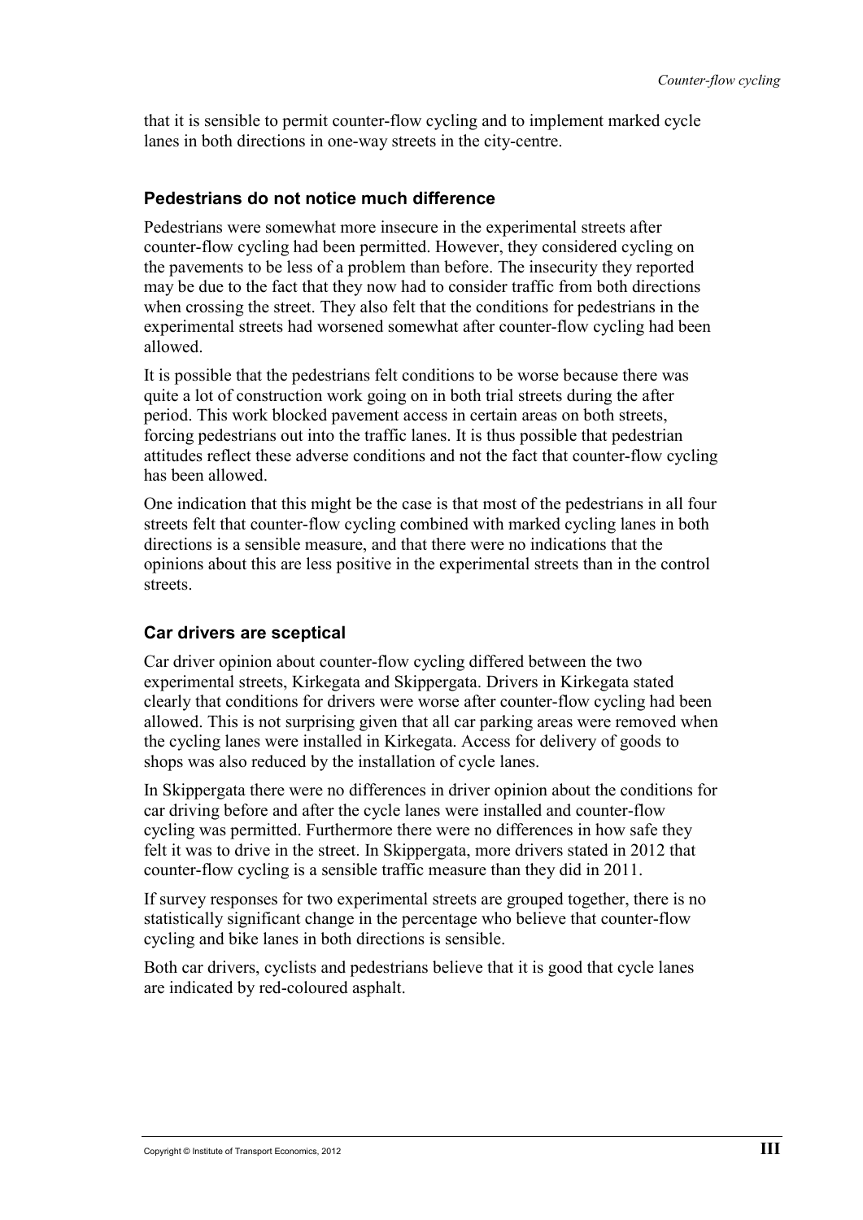that it is sensible to permit counter-flow cycling and to implement marked cycle lanes in both directions in one-way streets in the city-centre.

### Pedestrians do not notice much difference

Pedestrians were somewhat more insecure in the experimental streets after counter-flow cycling had been permitted. However, they considered cycling on the pavements to be less of a problem than before. The insecurity they reported may be due to the fact that they now had to consider traffic from both directions when crossing the street. They also felt that the conditions for pedestrians in the experimental streets had worsened somewhat after counter-flow cycling had been allowed.

It is possible that the pedestrians felt conditions to be worse because there was quite a lot of construction work going on in both trial streets during the after period. This work blocked pavement access in certain areas on both streets, forcing pedestrians out into the traffic lanes. It is thus possible that pedestrian attitudes reflect these adverse conditions and not the fact that counter-flow cycling has been allowed.

One indication that this might be the case is that most of the pedestrians in all four streets felt that counter-flow cycling combined with marked cycling lanes in both directions is a sensible measure, and that there were no indications that the opinions about this are less positive in the experimental streets than in the control streets.

### Car drivers are sceptical

Car driver opinion about counter-flow cycling differed between the two experimental streets, Kirkegata and Skippergata. Drivers in Kirkegata stated clearly that conditions for drivers were worse after counter-flow cycling had been allowed. This is not surprising given that all car parking areas were removed when the cycling lanes were installed in Kirkegata. Access for delivery of goods to shops was also reduced by the installation of cycle lanes.

In Skippergata there were no differences in driver opinion about the conditions for car driving before and after the cycle lanes were installed and counter-flow cycling was permitted. Furthermore there were no differences in how safe they felt it was to drive in the street. In Skippergata, more drivers stated in 2012 that counter-flow cycling is a sensible traffic measure than they did in 2011.

If survey responses for two experimental streets are grouped together, there is no statistically significant change in the percentage who believe that counter-flow cycling and bike lanes in both directions is sensible.

Both car drivers, cyclists and pedestrians believe that it is good that cycle lanes are indicated by red-coloured asphalt.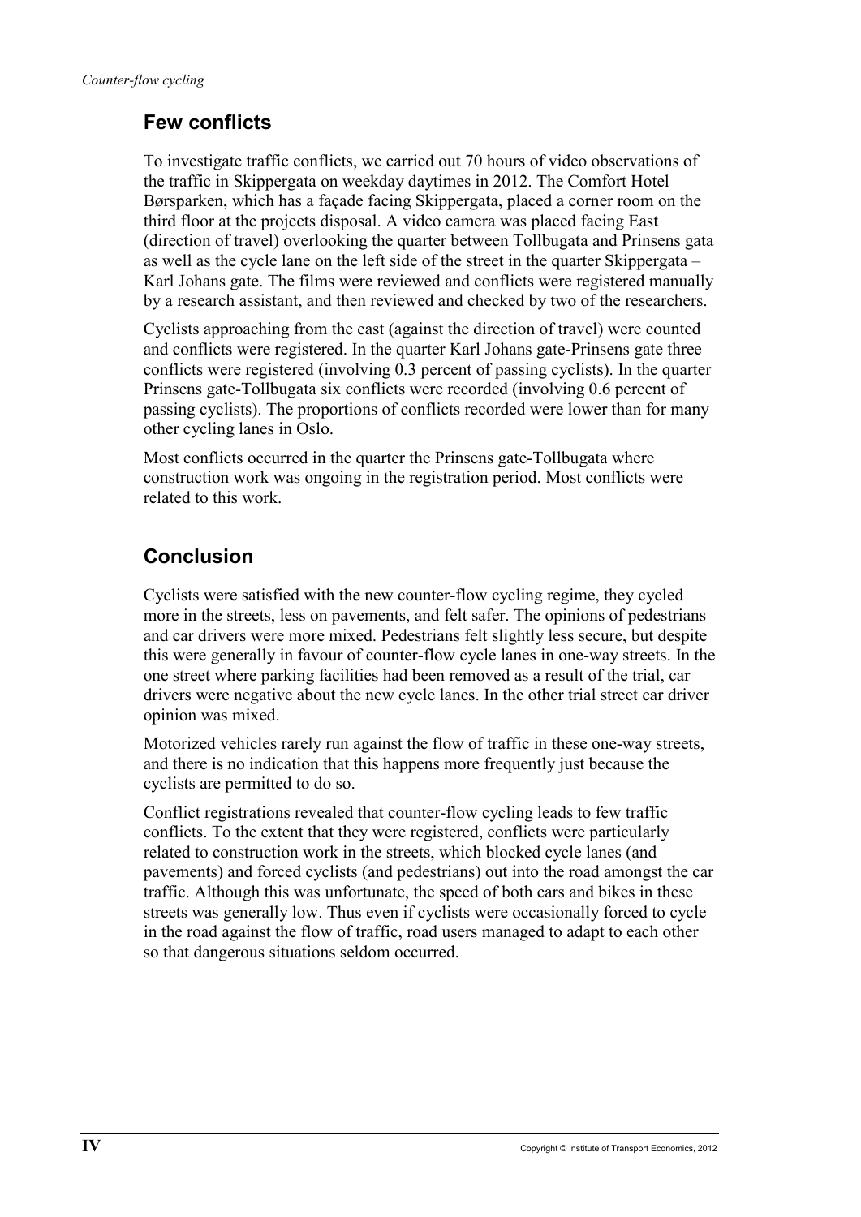## Few conflicts

To investigate traffic conflicts, we carried out 70 hours of video observations of the traffic in Skippergata on weekday daytimes in 2012. The Comfort Hotel Børsparken, which has a façade facing Skippergata, placed a corner room on the third floor at the projects disposal. A video camera was placed facing East (direction of travel) overlooking the quarter between Tollbugata and Prinsens gata as well as the cycle lane on the left side of the street in the quarter Skippergata – Karl Johans gate. The films were reviewed and conflicts were registered manually by a research assistant, and then reviewed and checked by two of the researchers.

Cyclists approaching from the east (against the direction of travel) were counted and conflicts were registered. In the quarter Karl Johans gate-Prinsens gate three conflicts were registered (involving 0.3 percent of passing cyclists). In the quarter Prinsens gate-Tollbugata six conflicts were recorded (involving 0.6 percent of passing cyclists). The proportions of conflicts recorded were lower than for many other cycling lanes in Oslo.

Most conflicts occurred in the quarter the Prinsens gate-Tollbugata where construction work was ongoing in the registration period. Most conflicts were related to this work.

## Conclusion

Cyclists were satisfied with the new counter-flow cycling regime, they cycled more in the streets, less on pavements, and felt safer. The opinions of pedestrians and car drivers were more mixed. Pedestrians felt slightly less secure, but despite this were generally in favour of counter-flow cycle lanes in one-way streets. In the one street where parking facilities had been removed as a result of the trial, car drivers were negative about the new cycle lanes. In the other trial street car driver opinion was mixed.

Motorized vehicles rarely run against the flow of traffic in these one-way streets, and there is no indication that this happens more frequently just because the cyclists are permitted to do so.

Conflict registrations revealed that counter-flow cycling leads to few traffic conflicts. To the extent that they were registered, conflicts were particularly related to construction work in the streets, which blocked cycle lanes (and pavements) and forced cyclists (and pedestrians) out into the road amongst the car traffic. Although this was unfortunate, the speed of both cars and bikes in these streets was generally low. Thus even if cyclists were occasionally forced to cycle in the road against the flow of traffic, road users managed to adapt to each other so that dangerous situations seldom occurred.